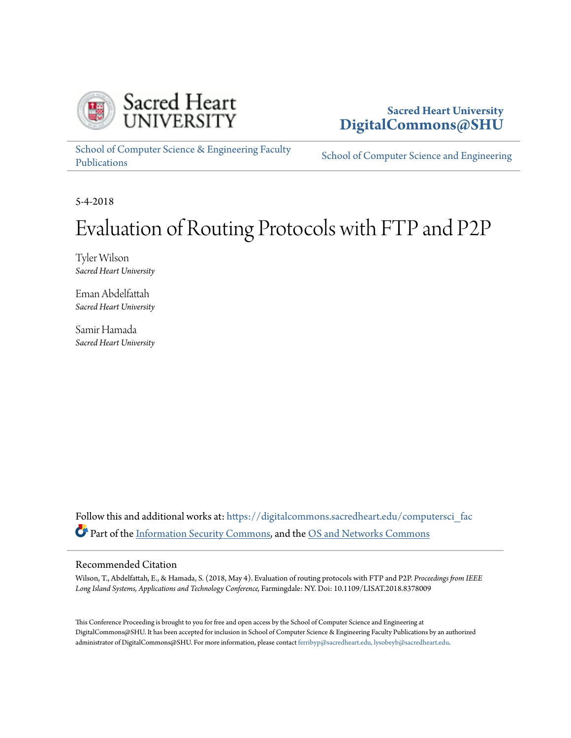Sacred Heart University
DigitalCommons@SHU

School of Computer Science & Engineering Faculty Publications

School of Computer Science and Engineering

5-4-2018

# Evaluation of Routing Protocols with FTP and P2P

Tyler Wilson
*Sacred Heart University*

Eman Abdelfattah
*Sacred Heart University*

Samir Hamada
*Sacred Heart University*

Follow this and additional works at: https://digitalcommons.sacredheart.edu/computersci_fac

Part of the Information Security Commons, and the OS and Networks Commons

## Recommended Citation

Wilson, T., Abdelfattah, E., & Hamada, S. (2018, May 4). Evaluation of routing protocols with FTP and P2P. *Proceedings from IEEE Long Island Systems, Applications and Technology Conference,* Farmingdale: NY. Doi: 10.1109/LISAT.2018.8378009

This Conference Proceeding is brought to you for free and open access by the School of Computer Science and Engineering at DigitalCommons@SHU. It has been accepted for inclusion in School of Computer Science & Engineering Faculty Publications by an authorized administrator of DigitalCommons@SHU. For more information, please contact ferribyp@sacredheart.edu, lysobeyb@sacredheart.edu.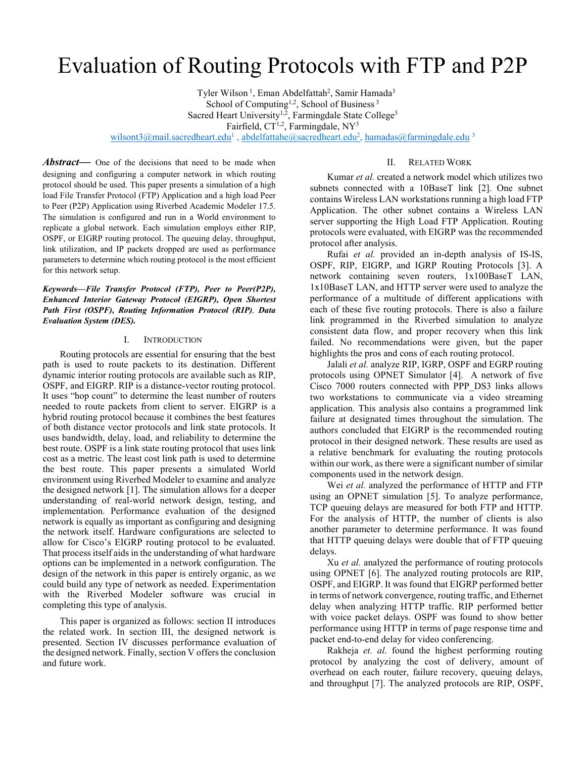# Evaluation of Routing Protocols with FTP and P2P

Tyler Wilson [1], Eman Abdelfattah[2], Samir Hamada[3]
School of Computing[1,2], School of Business [3]
Sacred Heart University[1,2], Farmingdale State College[3]
Fairfield, CT[1,2], Farmingdale, NY[3]
wilsont3@mail.sacredheart.edu[1] , abdelfattahe@sacredheart.edu[2], hamadas@farmingdale.edu [3]

***Abstract*—** One of the decisions that need to be made when designing and configuring a computer network in which routing protocol should be used. This paper presents a simulation of a high load File Transfer Protocol (FTP) Application and a high load Peer to Peer (P2P) Application using Riverbed Academic Modeler 17.5. The simulation is configured and run in a World environment to replicate a global network. Each simulation employs either RIP, OSPF, or EIGRP routing protocol. The queuing delay, throughput, link utilization, and IP packets dropped are used as performance parameters to determine which routing protocol is the most efficient for this network setup.

***Keywords*—*File Transfer Protocol (FTP), Peer to Peer(P2P), Enhanced Interior Gateway Protocol (EIGRP), Open Shortest Path First (OSPF), Routing Information Protocol (RIP), Data Evaluation System (DES).***

## I. Introduction

Routing protocols are essential for ensuring that the best path is used to route packets to its destination. Different dynamic interior routing protocols are available such as RIP, OSPF, and EIGRP. RIP is a distance-vector routing protocol. It uses "hop count" to determine the least number of routers needed to route packets from client to server. EIGRP is a hybrid routing protocol because it combines the best features of both distance vector protocols and link state protocols. It uses bandwidth, delay, load, and reliability to determine the best route. OSPF is a link state routing protocol that uses link cost as a metric. The least cost link path is used to determine the best route. This paper presents a simulated World environment using Riverbed Modeler to examine and analyze the designed network [1]. The simulation allows for a deeper understanding of real-world network design, testing, and implementation. Performance evaluation of the designed network is equally as important as configuring and designing the network itself. Hardware configurations are selected to allow for Cisco's EIGRP routing protocol to be evaluated. That process itself aids in the understanding of what hardware options can be implemented in a network configuration. The design of the network in this paper is entirely organic, as we could build any type of network as needed. Experimentation with the Riverbed Modeler software was crucial in completing this type of analysis.

This paper is organized as follows: section II introduces the related work. In section III, the designed network is presented. Section IV discusses performance evaluation of the designed network. Finally, section V offers the conclusion and future work.

## II. Related Work

Kumar *et al.* created a network model which utilizes two subnets connected with a 10BaseT link [2]. One subnet contains Wireless LAN workstations running a high load FTP Application. The other subnet contains a Wireless LAN server supporting the High Load FTP Application. Routing protocols were evaluated, with EIGRP was the recommended protocol after analysis.

Rufai *et al.* provided an in-depth analysis of IS-IS, OSPF, RIP, EIGRP, and IGRP Routing Protocols [3]. A network containing seven routers, 1x100BaseT LAN, 1x10BaseT LAN, and HTTP server were used to analyze the performance of a multitude of different applications with each of these five routing protocols. There is also a failure link programmed in the Riverbed simulation to analyze consistent data flow, and proper recovery when this link failed. No recommendations were given, but the paper highlights the pros and cons of each routing protocol.

Jalali *et al.* analyze RIP, IGRP, OSPF and EGRP routing protocols using OPNET Simulator [4]. A network of five Cisco 7000 routers connected with PPP_DS3 links allows two workstations to communicate via a video streaming application. This analysis also contains a programmed link failure at designated times throughout the simulation. The authors concluded that EIGRP is the recommended routing protocol in their designed network. These results are used as a relative benchmark for evaluating the routing protocols within our work, as there were a significant number of similar components used in the network design.

Wei *et al.* analyzed the performance of HTTP and FTP using an OPNET simulation [5]. To analyze performance, TCP queuing delays are measured for both FTP and HTTP. For the analysis of HTTP, the number of clients is also another parameter to determine performance. It was found that HTTP queuing delays were double that of FTP queuing delays.

Xu *et al.* analyzed the performance of routing protocols using OPNET [6]. The analyzed routing protocols are RIP, OSPF, and EIGRP. It was found that EIGRP performed better in terms of network convergence, routing traffic, and Ethernet delay when analyzing HTTP traffic. RIP performed better with voice packet delays. OSPF was found to show better performance using HTTP in terms of page response time and packet end-to-end delay for video conferencing.

Rakheja *et. al.* found the highest performing routing protocol by analyzing the cost of delivery, amount of overhead on each router, failure recovery, queuing delays, and throughput [7]. The analyzed protocols are RIP, OSPF,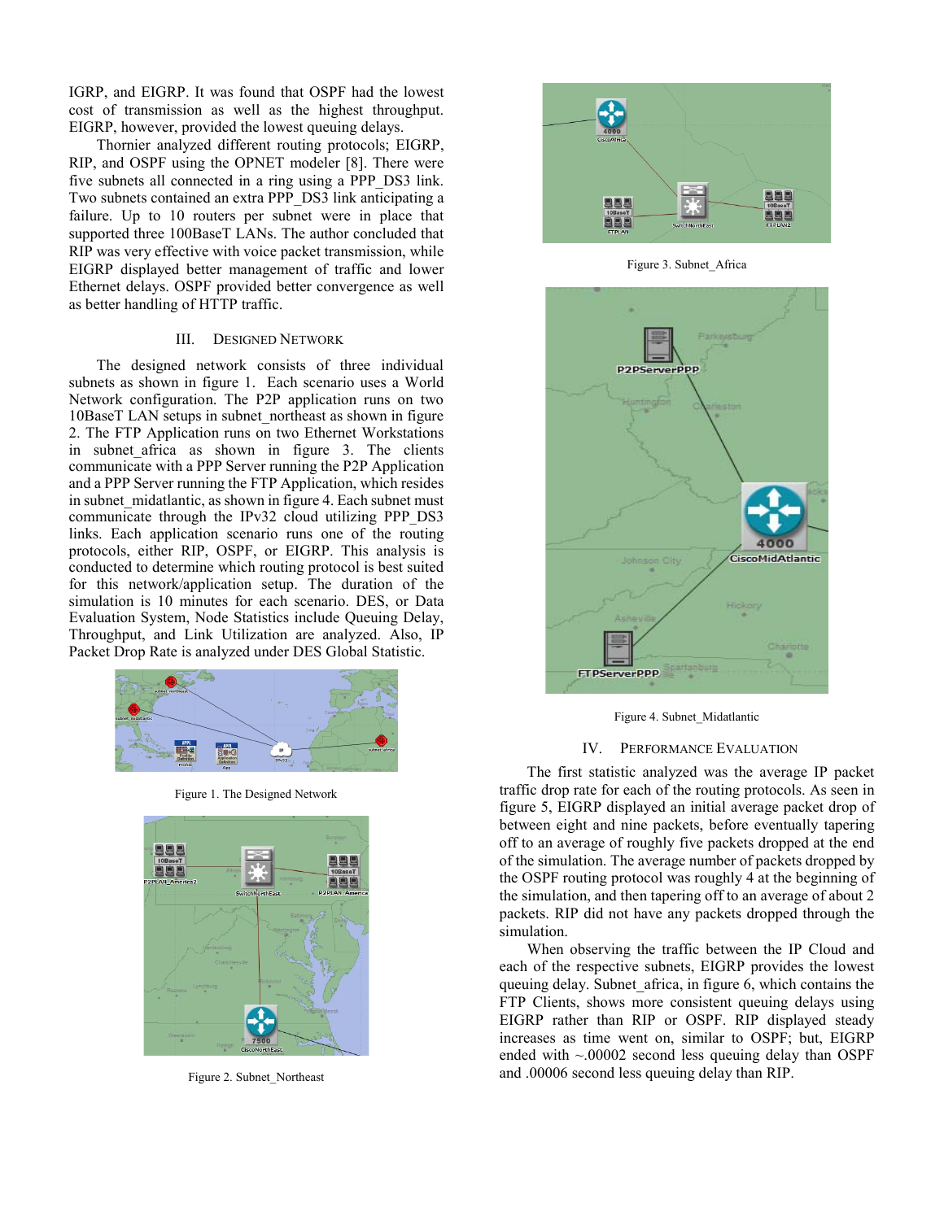IGRP, and EIGRP. It was found that OSPF had the lowest cost of transmission as well as the highest throughput. EIGRP, however, provided the lowest queuing delays.

Thornier analyzed different routing protocols; EIGRP, RIP, and OSPF using the OPNET modeler [8]. There were five subnets all connected in a ring using a PPP_DS3 link. Two subnets contained an extra PPP_DS3 link anticipating a failure. Up to 10 routers per subnet were in place that supported three 100BaseT LANs. The author concluded that RIP was very effective with voice packet transmission, while EIGRP displayed better management of traffic and lower Ethernet delays. OSPF provided better convergence as well as better handling of HTTP traffic.

## III. Designed Network

The designed network consists of three individual subnets as shown in figure 1. Each scenario uses a World Network configuration. The P2P application runs on two 10BaseT LAN setups in subnet_northeast as shown in figure 2. The FTP Application runs on two Ethernet Workstations in subnet_africa as shown in figure 3. The clients communicate with a PPP Server running the P2P Application and a PPP Server running the FTP Application, which resides in subnet_midatlantic, as shown in figure 4. Each subnet must communicate through the IPv32 cloud utilizing PPP_DS3 links. Each application scenario runs one of the routing protocols, either RIP, OSPF, or EIGRP. This analysis is conducted to determine which routing protocol is best suited for this network/application setup. The duration of the simulation is 10 minutes for each scenario. DES, or Data Evaluation System, Node Statistics include Queuing Delay, Throughput, and Link Utilization are analyzed. Also, IP Packet Drop Rate is analyzed under DES Global Statistic.

Figure 1. The Designed Network

Figure 2. Subnet_Northeast

Figure 3. Subnet_Africa

Figure 4. Subnet_Midatlantic

## IV. Performance Evaluation

The first statistic analyzed was the average IP packet traffic drop rate for each of the routing protocols. As seen in figure 5, EIGRP displayed an initial average packet drop of between eight and nine packets, before eventually tapering off to an average of roughly five packets dropped at the end of the simulation. The average number of packets dropped by the OSPF routing protocol was roughly 4 at the beginning of the simulation, and then tapering off to an average of about 2 packets. RIP did not have any packets dropped through the simulation.

When observing the traffic between the IP Cloud and each of the respective subnets, EIGRP provides the lowest queuing delay. Subnet_africa, in figure 6, which contains the FTP Clients, shows more consistent queuing delays using EIGRP rather than RIP or OSPF. RIP displayed steady increases as time went on, similar to OSPF; but, EIGRP ended with ~.00002 second less queuing delay than OSPF and .00006 second less queuing delay than RIP.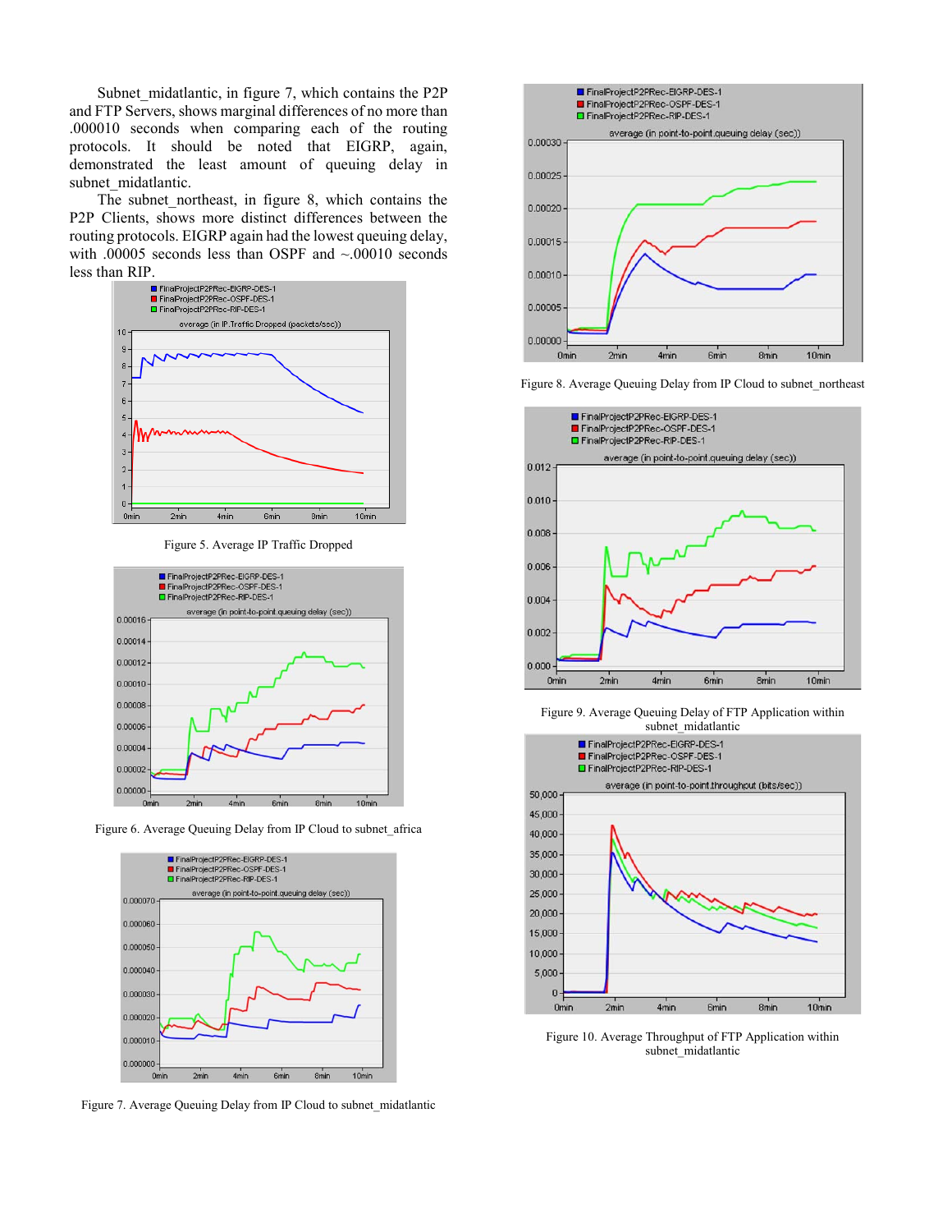Subnet_midatlantic, in figure 7, which contains the P2P and FTP Servers, shows marginal differences of no more than .000010 seconds when comparing each of the routing protocols. It should be noted that EIGRP, again, demonstrated the least amount of queuing delay in subnet_midatlantic.

The subnet_northeast, in figure 8, which contains the P2P Clients, shows more distinct differences between the routing protocols. EIGRP again had the lowest queuing delay, with .00005 seconds less than OSPF and ~.00010 seconds less than RIP.

Figure 5. Average IP Traffic Dropped

Figure 6. Average Queuing Delay from IP Cloud to subnet_africa

Figure 7. Average Queuing Delay from IP Cloud to subnet_midatlantic

Figure 8. Average Queuing Delay from IP Cloud to subnet_northeast

Figure 9. Average Queuing Delay of FTP Application within subnet_midatlantic

Figure 10. Average Throughput of FTP Application within subnet_midatlantic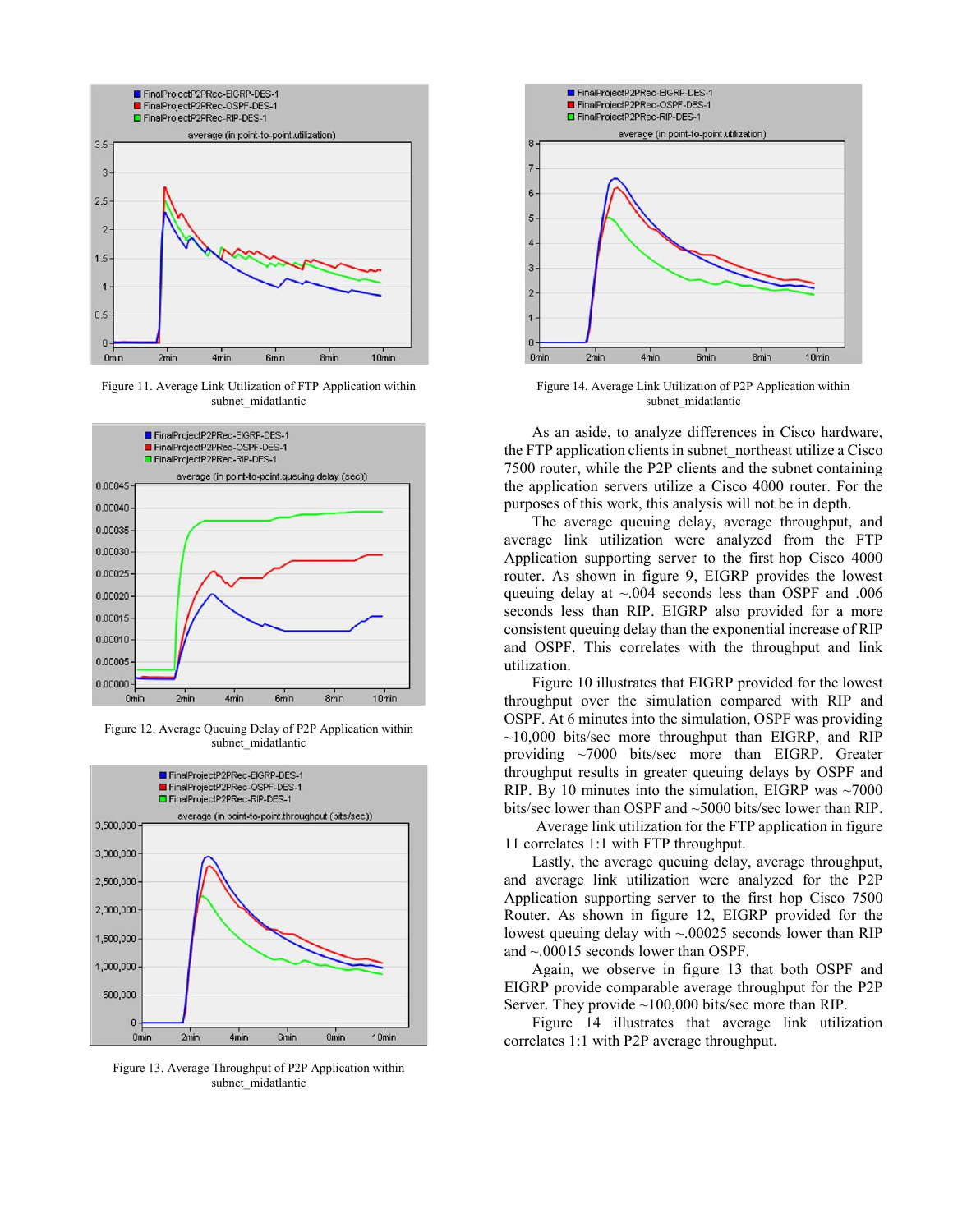Figure 11. Average Link Utilization of FTP Application within subnet_midatlantic

Figure 12. Average Queuing Delay of P2P Application within subnet_midatlantic

Figure 13. Average Throughput of P2P Application within subnet_midatlantic

Figure 14. Average Link Utilization of P2P Application within subnet_midatlantic

As an aside, to analyze differences in Cisco hardware, the FTP application clients in subnet_northeast utilize a Cisco 7500 router, while the P2P clients and the subnet containing the application servers utilize a Cisco 4000 router. For the purposes of this work, this analysis will not be in depth.

The average queuing delay, average throughput, and average link utilization were analyzed from the FTP Application supporting server to the first hop Cisco 4000 router. As shown in figure 9, EIGRP provides the lowest queuing delay at ~.004 seconds less than OSPF and .006 seconds less than RIP. EIGRP also provided for a more consistent queuing delay than the exponential increase of RIP and OSPF. This correlates with the throughput and link utilization.

Figure 10 illustrates that EIGRP provided for the lowest throughput over the simulation compared with RIP and OSPF. At 6 minutes into the simulation, OSPF was providing ~10,000 bits/sec more throughput than EIGRP, and RIP providing ~7000 bits/sec more than EIGRP. Greater throughput results in greater queuing delays by OSPF and RIP. By 10 minutes into the simulation, EIGRP was ~7000 bits/sec lower than OSPF and ~5000 bits/sec lower than RIP.

Average link utilization for the FTP application in figure 11 correlates 1:1 with FTP throughput.

Lastly, the average queuing delay, average throughput, and average link utilization were analyzed for the P2P Application supporting server to the first hop Cisco 7500 Router. As shown in figure 12, EIGRP provided for the lowest queuing delay with ~.00025 seconds lower than RIP and ~.00015 seconds lower than OSPF.

Again, we observe in figure 13 that both OSPF and EIGRP provide comparable average throughput for the P2P Server. They provide ~100,000 bits/sec more than RIP.

Figure 14 illustrates that average link utilization correlates 1:1 with P2P average throughput.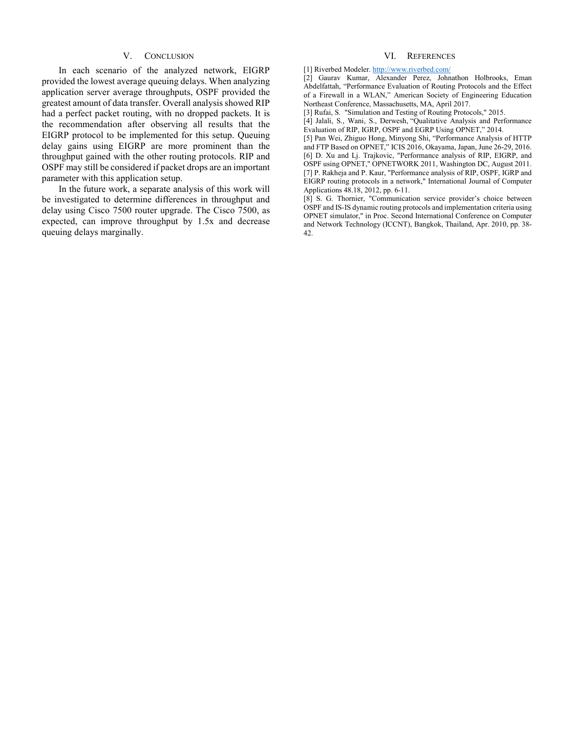## V. CONCLUSION

In each scenario of the analyzed network, EIGRP provided the lowest average queuing delays. When analyzing application server average throughputs, OSPF provided the greatest amount of data transfer. Overall analysis showed RIP had a perfect packet routing, with no dropped packets. It is the recommendation after observing all results that the EIGRP protocol to be implemented for this setup. Queuing delay gains using EIGRP are more prominent than the throughput gained with the other routing protocols. RIP and OSPF may still be considered if packet drops are an important parameter with this application setup.

In the future work, a separate analysis of this work will be investigated to determine differences in throughput and delay using Cisco 7500 router upgrade. The Cisco 7500, as expected, can improve throughput by 1.5x and decrease queuing delays marginally.

## VI. REFERENCES

[1] Riverbed Modeler. http://www.riverbed.com/

[2] Gaurav Kumar, Alexander Perez, Johnathon Holbrooks, Eman Abdelfattah, "Performance Evaluation of Routing Protocols and the Effect of a Firewall in a WLAN," American Society of Engineering Education Northeast Conference, Massachusetts, MA, April 2017.

[3] Rufai, S. "Simulation and Testing of Routing Protocols," 2015.

[4] Jalali, S., Wani, S., Derwesh, "Qualitative Analysis and Performance Evaluation of RIP, IGRP, OSPF and EGRP Using OPNET," 2014.

[5] Pan Wei, Zhiguo Hong, Minyong Shi, "Performance Analysis of HTTP and FTP Based on OPNET," ICIS 2016, Okayama, Japan, June 26-29, 2016.

[6] D. Xu and Lj. Trajkovic, "Performance analysis of RIP, EIGRP, and OSPF using OPNET," OPNETWORK 2011, Washington DC, August 2011.

[7] P. Rakheja and P. Kaur, "Performance analysis of RIP, OSPF, IGRP and EIGRP routing protocols in a network," International Journal of Computer Applications 48.18, 2012, pp. 6-11.

[8] S. G. Thornier, "Communication service provider's choice between OSPF and IS-IS dynamic routing protocols and implementation criteria using OPNET simulator," in Proc. Second International Conference on Computer and Network Technology (ICCNT), Bangkok, Thailand, Apr. 2010, pp. 38-42.